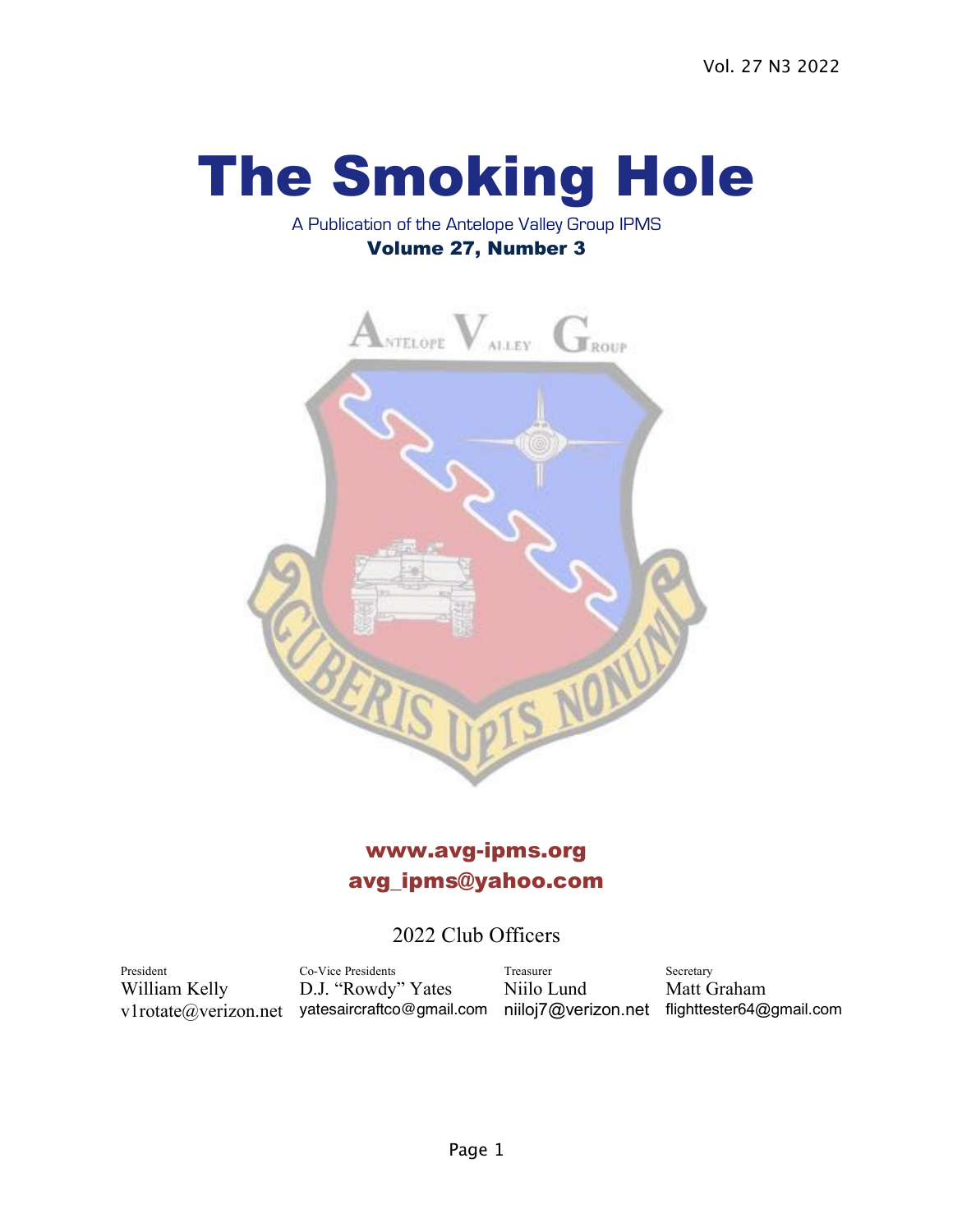Vol. 27 N3 2022

# The Smoking Hole

A Publication of the Antelope Valley Group IPMS

**Volume 27, Number 3**

**www.avg-ipms.org**

**avg_ipms@yahoo.com**

## 2022 Club Officers

| President | Co-Vice Presidents | Treasurer | Secretary |
|---|---|---|---|
| William Kelly | D.J. "Rowdy" Yates | Niilo Lund | Matt Graham |
| v1rotate@verizon.net | yatesaircraftco@gmail.com | niiloj7@verizon.net | flighttester64@gmail.com |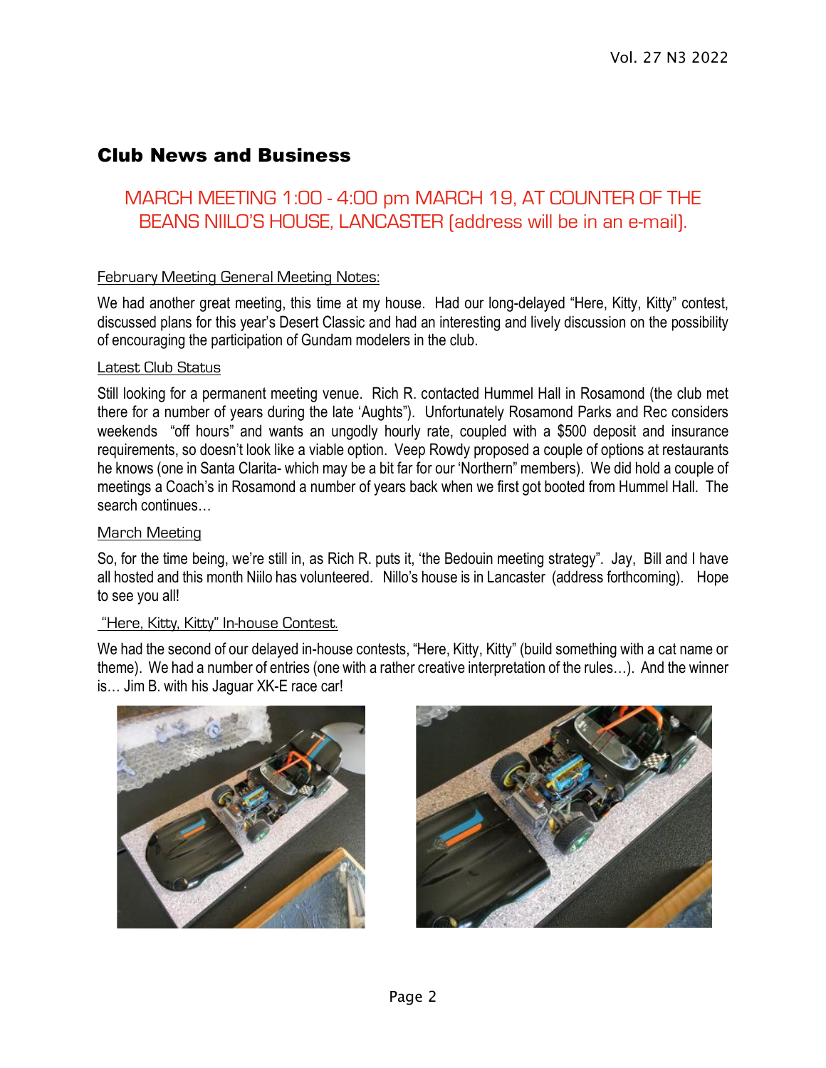## Club News and Business

MARCH MEETING 1:00 - 4:00 pm MARCH 19, AT COUNTER OF THE BEANS NIILO'S HOUSE, LANCASTER (address will be in an e-mail).

February Meeting General Meeting Notes:

We had another great meeting, this time at my house. Had our long-delayed "Here, Kitty, Kitty" contest, discussed plans for this year's Desert Classic and had an interesting and lively discussion on the possibility of encouraging the participation of Gundam modelers in the club.

Latest Club Status

Still looking for a permanent meeting venue. Rich R. contacted Hummel Hall in Rosamond (the club met there for a number of years during the late 'Aughts"). Unfortunately Rosamond Parks and Rec considers weekends "off hours" and wants an ungodly hourly rate, coupled with a $500 deposit and insurance requirements, so doesn't look like a viable option. Veep Rowdy proposed a couple of options at restaurants he knows (one in Santa Clarita- which may be a bit far for our 'Northern" members). We did hold a couple of meetings a Coach's in Rosamond a number of years back when we first got booted from Hummel Hall. The search continues…

March Meeting

So, for the time being, we're still in, as Rich R. puts it, 'the Bedouin meeting strategy". Jay, Bill and I have all hosted and this month Niilo has volunteered. Nillo's house is in Lancaster (address forthcoming). Hope to see you all!

"Here, Kitty, Kitty" In-house Contest.

We had the second of our delayed in-house contests, "Here, Kitty, Kitty" (build something with a cat name or theme). We had a number of entries (one with a rather creative interpretation of the rules…). And the winner is… Jim B. with his Jaguar XK-E race car!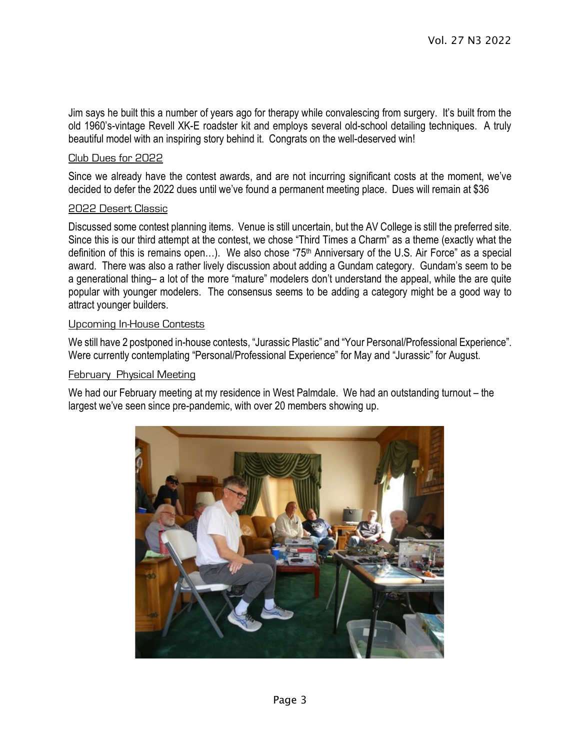Jim says he built this a number of years ago for therapy while convalescing from surgery. It's built from the old 1960's-vintage Revell XK-E roadster kit and employs several old-school detailing techniques. A truly beautiful model with an inspiring story behind it. Congrats on the well-deserved win!

## Club Dues for 2022

Since we already have the contest awards, and are not incurring significant costs at the moment, we've decided to defer the 2022 dues until we've found a permanent meeting place. Dues will remain at $36

## 2022 Desert Classic

Discussed some contest planning items. Venue is still uncertain, but the AV College is still the preferred site. Since this is our third attempt at the contest, we chose "Third Times a Charm" as a theme (exactly what the definition of this is remains open…). We also chose "75th Anniversary of the U.S. Air Force" as a special award. There was also a rather lively discussion about adding a Gundam category. Gundam's seem to be a generational thing– a lot of the more "mature" modelers don't understand the appeal, while the are quite popular with younger modelers. The consensus seems to be adding a category might be a good way to attract younger builders.

## Upcoming In-House Contests

We still have 2 postponed in-house contests, "Jurassic Plastic" and "Your Personal/Professional Experience". Were currently contemplating "Personal/Professional Experience" for May and "Jurassic" for August.

## February Physical Meeting

We had our February meeting at my residence in West Palmdale. We had an outstanding turnout – the largest we've seen since pre-pandemic, with over 20 members showing up.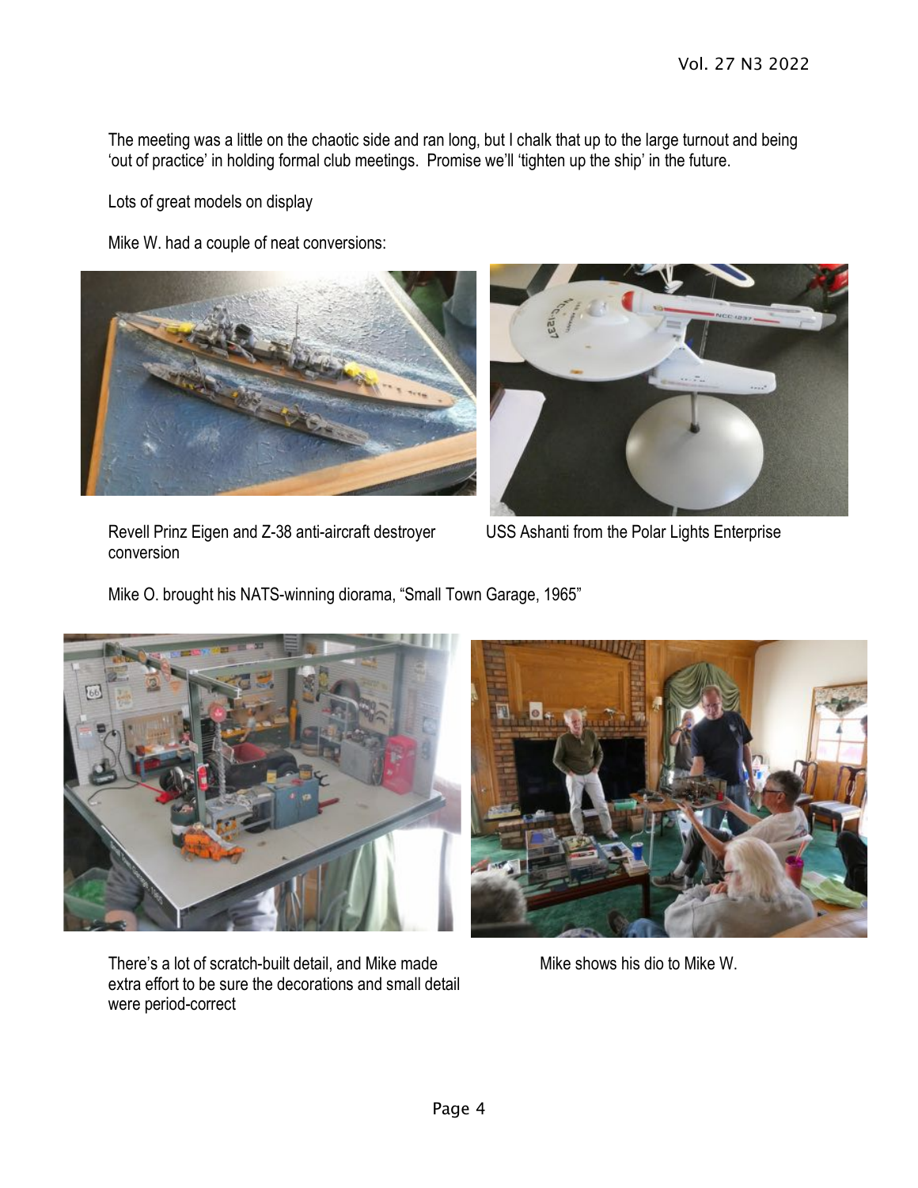The meeting was a little on the chaotic side and ran long, but I chalk that up to the large turnout and being 'out of practice' in holding formal club meetings. Promise we'll 'tighten up the ship' in the future.

Lots of great models on display

Mike W. had a couple of neat conversions:

Revell Prinz Eigen and Z-38 anti-aircraft destroyer conversion

USS Ashanti from the Polar Lights Enterprise

Mike O. brought his NATS-winning diorama, "Small Town Garage, 1965"

There's a lot of scratch-built detail, and Mike made extra effort to be sure the decorations and small detail were period-correct

Mike shows his dio to Mike W.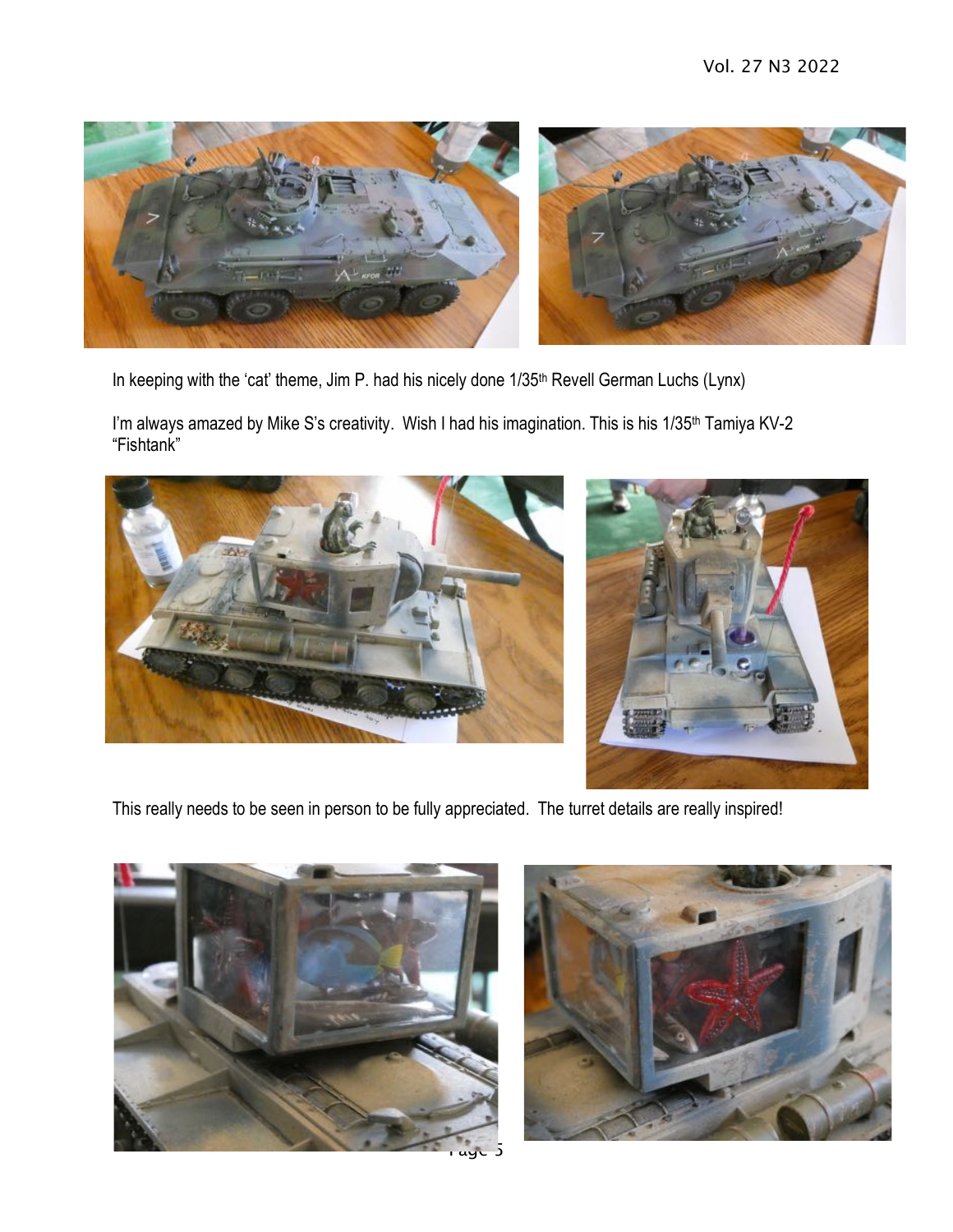In keeping with the 'cat' theme, Jim P. had his nicely done 1/35th Revell German Luchs (Lynx)

I'm always amazed by Mike S's creativity. Wish I had his imagination. This is his 1/35th Tamiya KV-2 "Fishtank"

This really needs to be seen in person to be fully appreciated. The turret details are really inspired!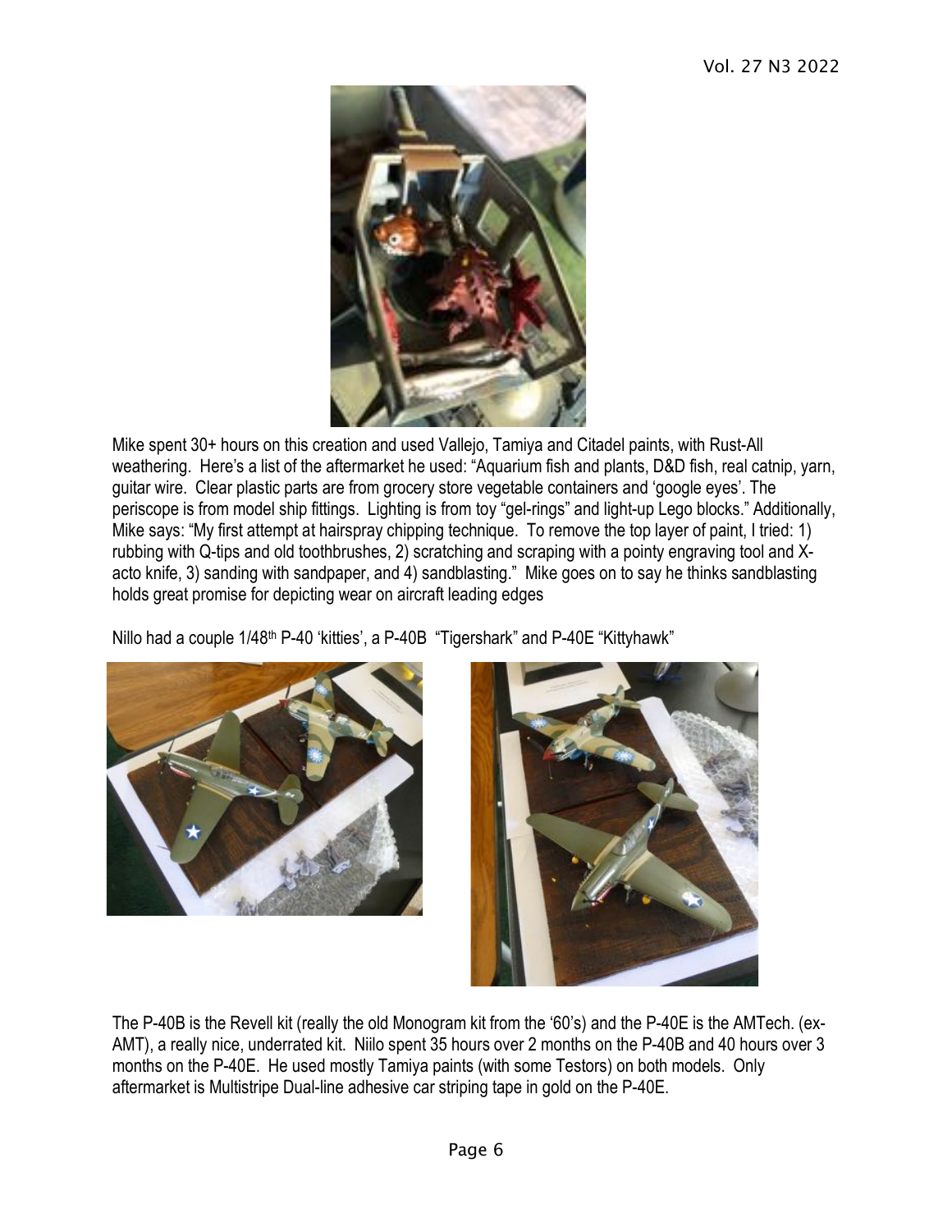Mike spent 30+ hours on this creation and used Vallejo, Tamiya and Citadel paints, with Rust-All weathering. Here's a list of the aftermarket he used: "Aquarium fish and plants, D&D fish, real catnip, yarn, guitar wire. Clear plastic parts are from grocery store vegetable containers and 'google eyes'. The periscope is from model ship fittings. Lighting is from toy "gel-rings" and light-up Lego blocks." Additionally, Mike says: "My first attempt at hairspray chipping technique. To remove the top layer of paint, I tried: 1) rubbing with Q-tips and old toothbrushes, 2) scratching and scraping with a pointy engraving tool and X-acto knife, 3) sanding with sandpaper, and 4) sandblasting." Mike goes on to say he thinks sandblasting holds great promise for depicting wear on aircraft leading edges

Nillo had a couple 1/48th P-40 'kitties', a P-40B "Tigershark" and P-40E "Kittyhawk"

The P-40B is the Revell kit (really the old Monogram kit from the '60's) and the P-40E is the AMTech. (ex-AMT), a really nice, underrated kit. Niilo spent 35 hours over 2 months on the P-40B and 40 hours over 3 months on the P-40E. He used mostly Tamiya paints (with some Testors) on both models. Only aftermarket is Multistripe Dual-line adhesive car striping tape in gold on the P-40E.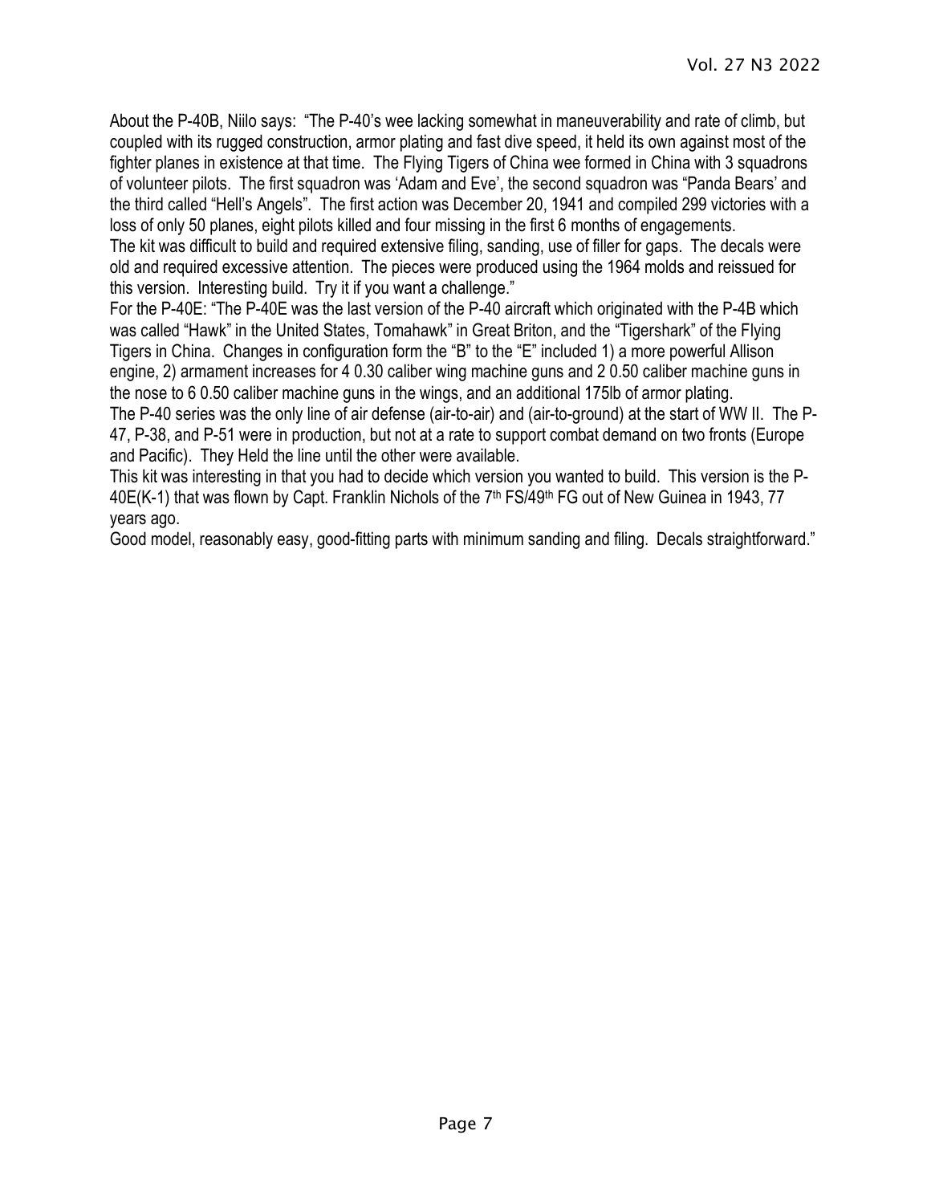About the P-40B, Niilo says: "The P-40's wee lacking somewhat in maneuverability and rate of climb, but coupled with its rugged construction, armor plating and fast dive speed, it held its own against most of the fighter planes in existence at that time. The Flying Tigers of China wee formed in China with 3 squadrons of volunteer pilots. The first squadron was 'Adam and Eve', the second squadron was "Panda Bears' and the third called "Hell's Angels". The first action was December 20, 1941 and compiled 299 victories with a loss of only 50 planes, eight pilots killed and four missing in the first 6 months of engagements.

The kit was difficult to build and required extensive filing, sanding, use of filler for gaps. The decals were old and required excessive attention. The pieces were produced using the 1964 molds and reissued for this version. Interesting build. Try it if you want a challenge."

For the P-40E: "The P-40E was the last version of the P-40 aircraft which originated with the P-4B which was called "Hawk" in the United States, Tomahawk" in Great Briton, and the "Tigershark" of the Flying Tigers in China. Changes in configuration form the "B" to the "E" included 1) a more powerful Allison engine, 2) armament increases for 4 0.30 caliber wing machine guns and 2 0.50 caliber machine guns in the nose to 6 0.50 caliber machine guns in the wings, and an additional 175lb of armor plating.

The P-40 series was the only line of air defense (air-to-air) and (air-to-ground) at the start of WW II. The P-47, P-38, and P-51 were in production, but not at a rate to support combat demand on two fronts (Europe and Pacific). They Held the line until the other were available.

This kit was interesting in that you had to decide which version you wanted to build. This version is the P-40E(K-1) that was flown by Capt. Franklin Nichols of the 7th FS/49th FG out of New Guinea in 1943, 77 years ago.

Good model, reasonably easy, good-fitting parts with minimum sanding and filing. Decals straightforward."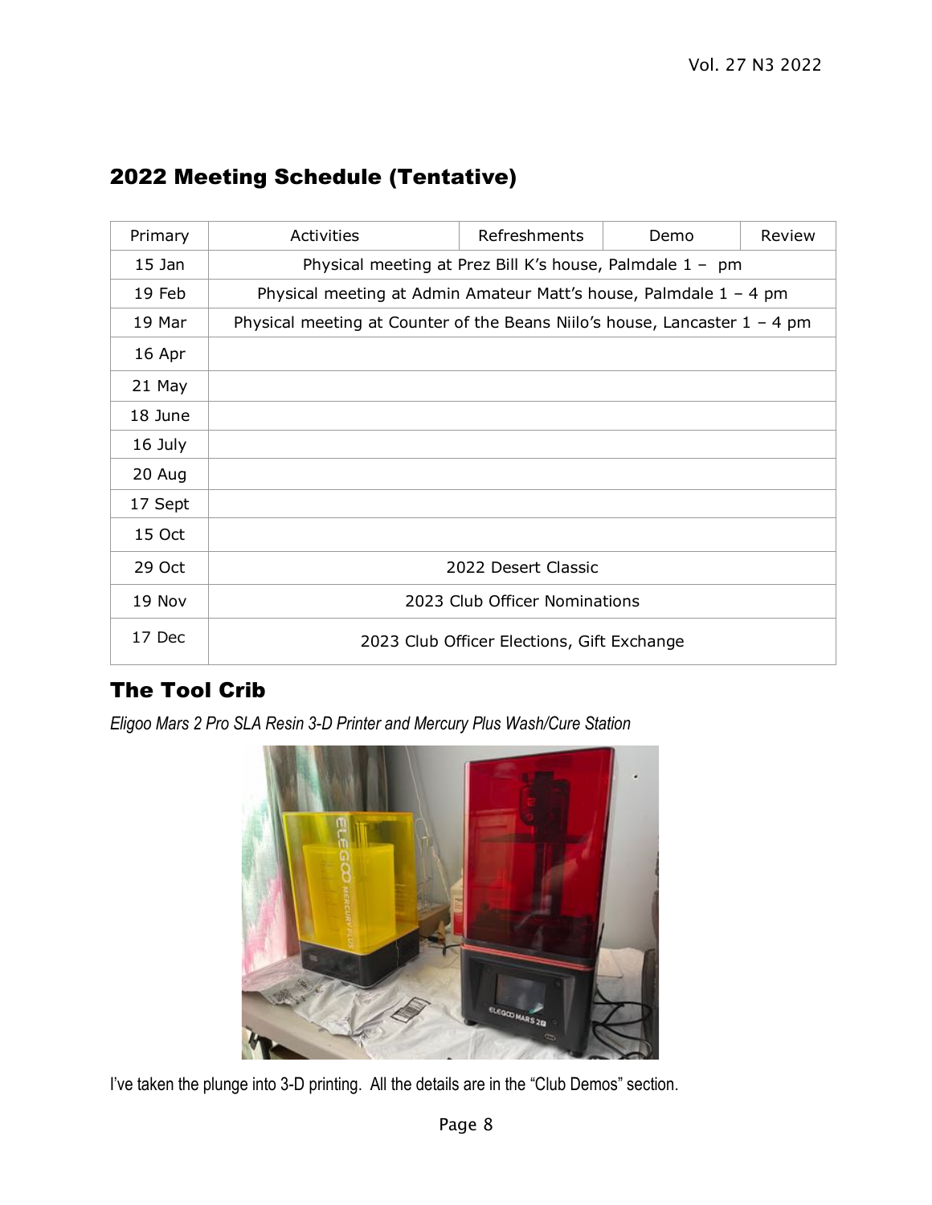## 2022 Meeting Schedule (Tentative)

| Primary | Activities | Refreshments | Demo | Review |
|---|---|---|---|---|
| 15 Jan | Physical meeting at Prez Bill K's house, Palmdale 1 – pm | | | |
| 19 Feb | Physical meeting at Admin Amateur Matt's house, Palmdale 1 – 4 pm | | | |
| 19 Mar | Physical meeting at Counter of the Beans Niilo's house, Lancaster 1 – 4 pm | | | |
| 16 Apr | | | | |
| 21 May | | | | |
| 18 June | | | | |
| 16 July | | | | |
| 20 Aug | | | | |
| 17 Sept | | | | |
| 15 Oct | | | | |
| 29 Oct | 2022 Desert Classic | | | |
| 19 Nov | 2023 Club Officer Nominations | | | |
| 17 Dec | 2023 Club Officer Elections, Gift Exchange | | | |

## The Tool Crib

*Eligoo Mars 2 Pro SLA Resin 3-D Printer and Mercury Plus Wash/Cure Station*

I've taken the plunge into 3-D printing. All the details are in the "Club Demos" section.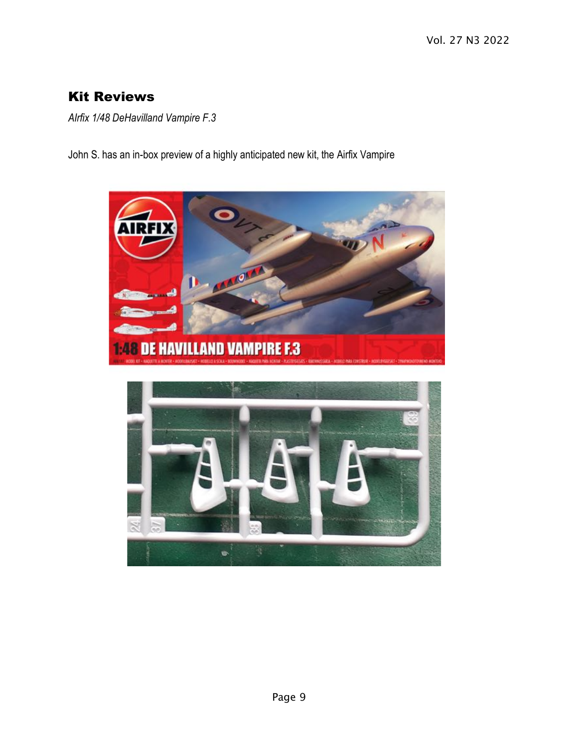## Kit Reviews

*AIrfix 1/48 DeHavilland Vampire F.3*

John S. has an in-box preview of a highly anticipated new kit, the Airfix Vampire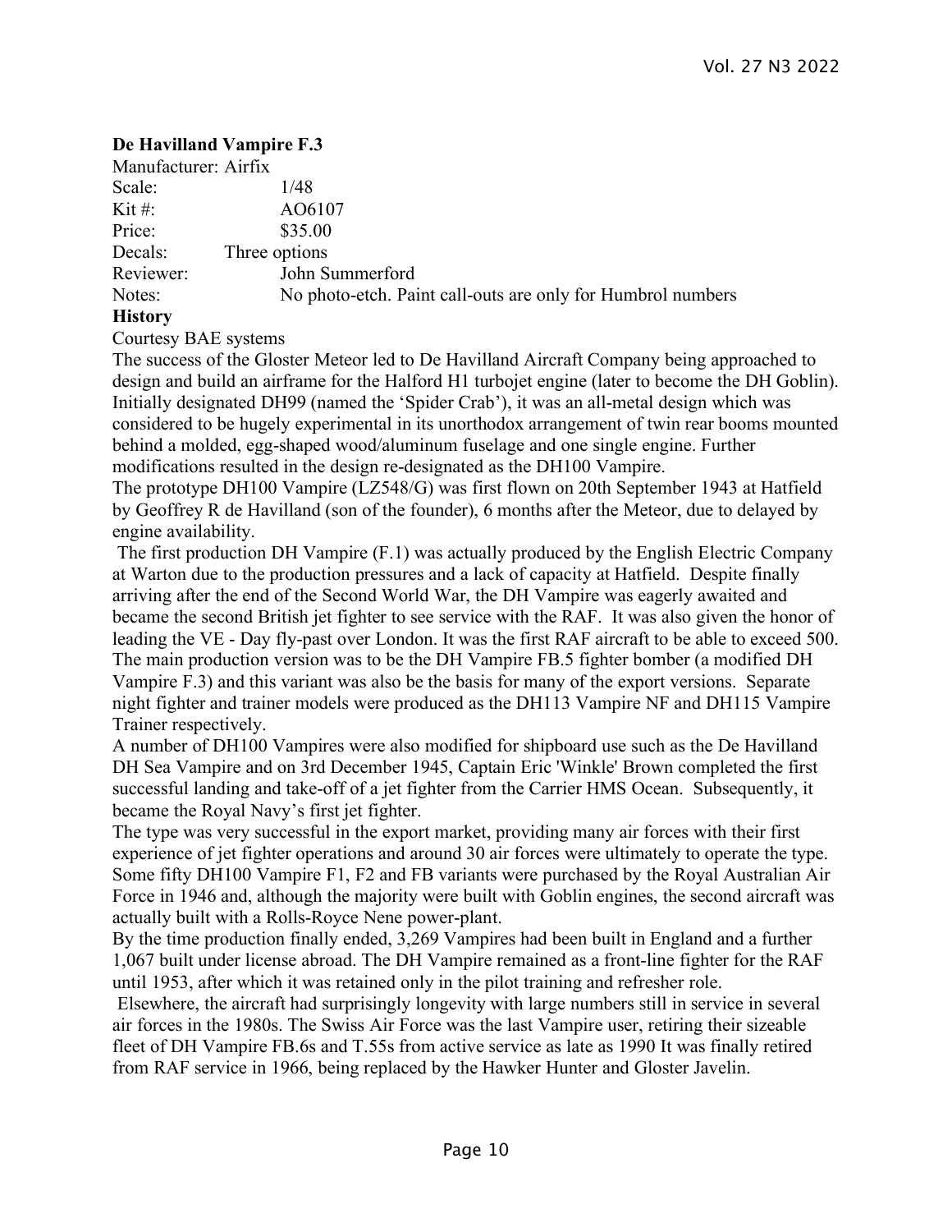**De Havilland Vampire F.3**

| | |
|---|---|
| Manufacturer: | Airfix |
| Scale: | 1/48 |
| Kit #: | AO6107 |
| Price: | $35.00 |
| Decals: | Three options |
| Reviewer: | John Summerford |
| Notes: | No photo-etch. Paint call-outs are only for Humbrol numbers |

**History**

Courtesy BAE systems

The success of the Gloster Meteor led to De Havilland Aircraft Company being approached to design and build an airframe for the Halford H1 turbojet engine (later to become the DH Goblin). Initially designated DH99 (named the 'Spider Crab'), it was an all-metal design which was considered to be hugely experimental in its unorthodox arrangement of twin rear booms mounted behind a molded, egg-shaped wood/aluminum fuselage and one single engine. Further modifications resulted in the design re-designated as the DH100 Vampire.

The prototype DH100 Vampire (LZ548/G) was first flown on 20th September 1943 at Hatfield by Geoffrey R de Havilland (son of the founder), 6 months after the Meteor, due to delayed by engine availability.

The first production DH Vampire (F.1) was actually produced by the English Electric Company at Warton due to the production pressures and a lack of capacity at Hatfield. Despite finally arriving after the end of the Second World War, the DH Vampire was eagerly awaited and became the second British jet fighter to see service with the RAF. It was also given the honor of leading the VE - Day fly-past over London. It was the first RAF aircraft to be able to exceed 500. The main production version was to be the DH Vampire FB.5 fighter bomber (a modified DH Vampire F.3) and this variant was also be the basis for many of the export versions. Separate night fighter and trainer models were produced as the DH113 Vampire NF and DH115 Vampire Trainer respectively.

A number of DH100 Vampires were also modified for shipboard use such as the De Havilland DH Sea Vampire and on 3rd December 1945, Captain Eric 'Winkle' Brown completed the first successful landing and take-off of a jet fighter from the Carrier HMS Ocean. Subsequently, it became the Royal Navy's first jet fighter.

The type was very successful in the export market, providing many air forces with their first experience of jet fighter operations and around 30 air forces were ultimately to operate the type. Some fifty DH100 Vampire F1, F2 and FB variants were purchased by the Royal Australian Air Force in 1946 and, although the majority were built with Goblin engines, the second aircraft was actually built with a Rolls-Royce Nene power-plant.

By the time production finally ended, 3,269 Vampires had been built in England and a further 1,067 built under license abroad. The DH Vampire remained as a front-line fighter for the RAF until 1953, after which it was retained only in the pilot training and refresher role.

Elsewhere, the aircraft had surprisingly longevity with large numbers still in service in several air forces in the 1980s. The Swiss Air Force was the last Vampire user, retiring their sizeable fleet of DH Vampire FB.6s and T.55s from active service as late as 1990 It was finally retired from RAF service in 1966, being replaced by the Hawker Hunter and Gloster Javelin.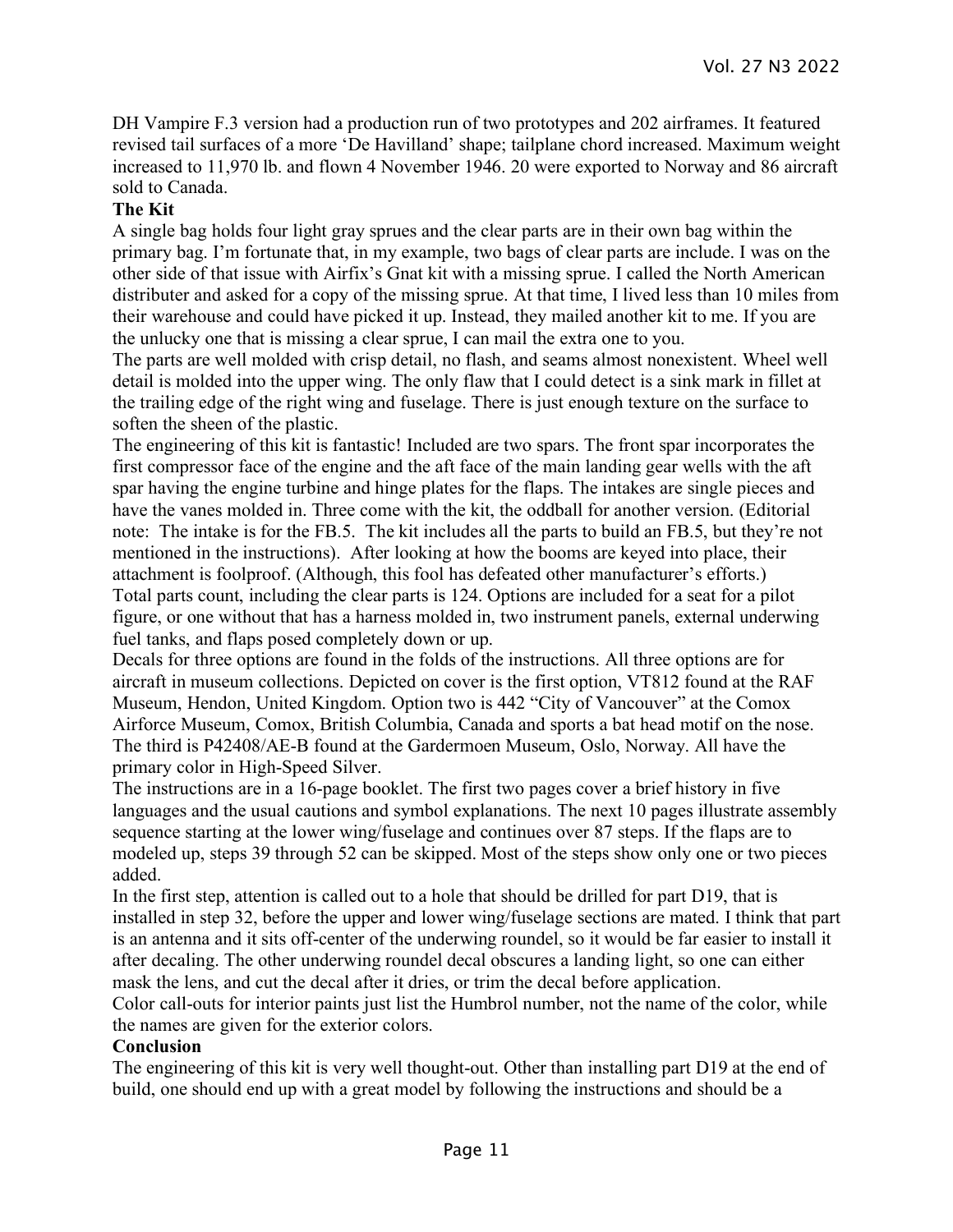DH Vampire F.3 version had a production run of two prototypes and 202 airframes. It featured revised tail surfaces of a more 'De Havilland' shape; tailplane chord increased. Maximum weight increased to 11,970 lb. and flown 4 November 1946. 20 were exported to Norway and 86 aircraft sold to Canada.

**The Kit**

A single bag holds four light gray sprues and the clear parts are in their own bag within the primary bag. I'm fortunate that, in my example, two bags of clear parts are include. I was on the other side of that issue with Airfix's Gnat kit with a missing sprue. I called the North American distributer and asked for a copy of the missing sprue. At that time, I lived less than 10 miles from their warehouse and could have picked it up. Instead, they mailed another kit to me. If you are the unlucky one that is missing a clear sprue, I can mail the extra one to you.

The parts are well molded with crisp detail, no flash, and seams almost nonexistent. Wheel well detail is molded into the upper wing. The only flaw that I could detect is a sink mark in fillet at the trailing edge of the right wing and fuselage. There is just enough texture on the surface to soften the sheen of the plastic.

The engineering of this kit is fantastic! Included are two spars. The front spar incorporates the first compressor face of the engine and the aft face of the main landing gear wells with the aft spar having the engine turbine and hinge plates for the flaps. The intakes are single pieces and have the vanes molded in. Three come with the kit, the oddball for another version. (Editorial note: The intake is for the FB.5. The kit includes all the parts to build an FB.5, but they're not mentioned in the instructions). After looking at how the booms are keyed into place, their attachment is foolproof. (Although, this fool has defeated other manufacturer's efforts.)

Total parts count, including the clear parts is 124. Options are included for a seat for a pilot figure, or one without that has a harness molded in, two instrument panels, external underwing fuel tanks, and flaps posed completely down or up.

Decals for three options are found in the folds of the instructions. All three options are for aircraft in museum collections. Depicted on cover is the first option, VT812 found at the RAF Museum, Hendon, United Kingdom. Option two is 442 "City of Vancouver" at the Comox Airforce Museum, Comox, British Columbia, Canada and sports a bat head motif on the nose. The third is P42408/AE-B found at the Gardermoen Museum, Oslo, Norway. All have the primary color in High-Speed Silver.

The instructions are in a 16-page booklet. The first two pages cover a brief history in five languages and the usual cautions and symbol explanations. The next 10 pages illustrate assembly sequence starting at the lower wing/fuselage and continues over 87 steps. If the flaps are to modeled up, steps 39 through 52 can be skipped. Most of the steps show only one or two pieces added.

In the first step, attention is called out to a hole that should be drilled for part D19, that is installed in step 32, before the upper and lower wing/fuselage sections are mated. I think that part is an antenna and it sits off-center of the underwing roundel, so it would be far easier to install it after decaling. The other underwing roundel decal obscures a landing light, so one can either mask the lens, and cut the decal after it dries, or trim the decal before application.

Color call-outs for interior paints just list the Humbrol number, not the name of the color, while the names are given for the exterior colors.

**Conclusion**

The engineering of this kit is very well thought-out. Other than installing part D19 at the end of build, one should end up with a great model by following the instructions and should be a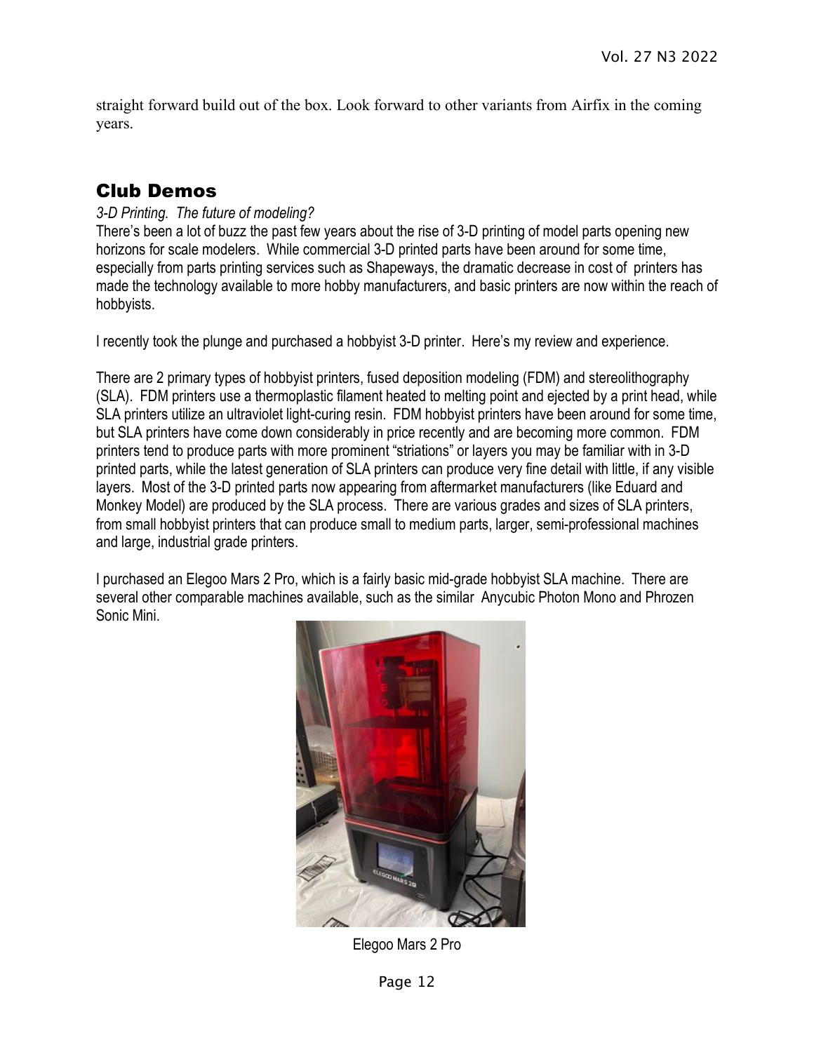straight forward build out of the box. Look forward to other variants from Airfix in the coming years.

## Club Demos

*3-D Printing. The future of modeling?*

There's been a lot of buzz the past few years about the rise of 3-D printing of model parts opening new horizons for scale modelers. While commercial 3-D printed parts have been around for some time, especially from parts printing services such as Shapeways, the dramatic decrease in cost of printers has made the technology available to more hobby manufacturers, and basic printers are now within the reach of hobbyists.

I recently took the plunge and purchased a hobbyist 3-D printer. Here's my review and experience.

There are 2 primary types of hobbyist printers, fused deposition modeling (FDM) and stereolithography (SLA). FDM printers use a thermoplastic filament heated to melting point and ejected by a print head, while SLA printers utilize an ultraviolet light-curing resin. FDM hobbyist printers have been around for some time, but SLA printers have come down considerably in price recently and are becoming more common. FDM printers tend to produce parts with more prominent "striations" or layers you may be familiar with in 3-D printed parts, while the latest generation of SLA printers can produce very fine detail with little, if any visible layers. Most of the 3-D printed parts now appearing from aftermarket manufacturers (like Eduard and Monkey Model) are produced by the SLA process. There are various grades and sizes of SLA printers, from small hobbyist printers that can produce small to medium parts, larger, semi-professional machines and large, industrial grade printers.

I purchased an Elegoo Mars 2 Pro, which is a fairly basic mid-grade hobbyist SLA machine. There are several other comparable machines available, such as the similar Anycubic Photon Mono and Phrozen Sonic Mini.

Elegoo Mars 2 Pro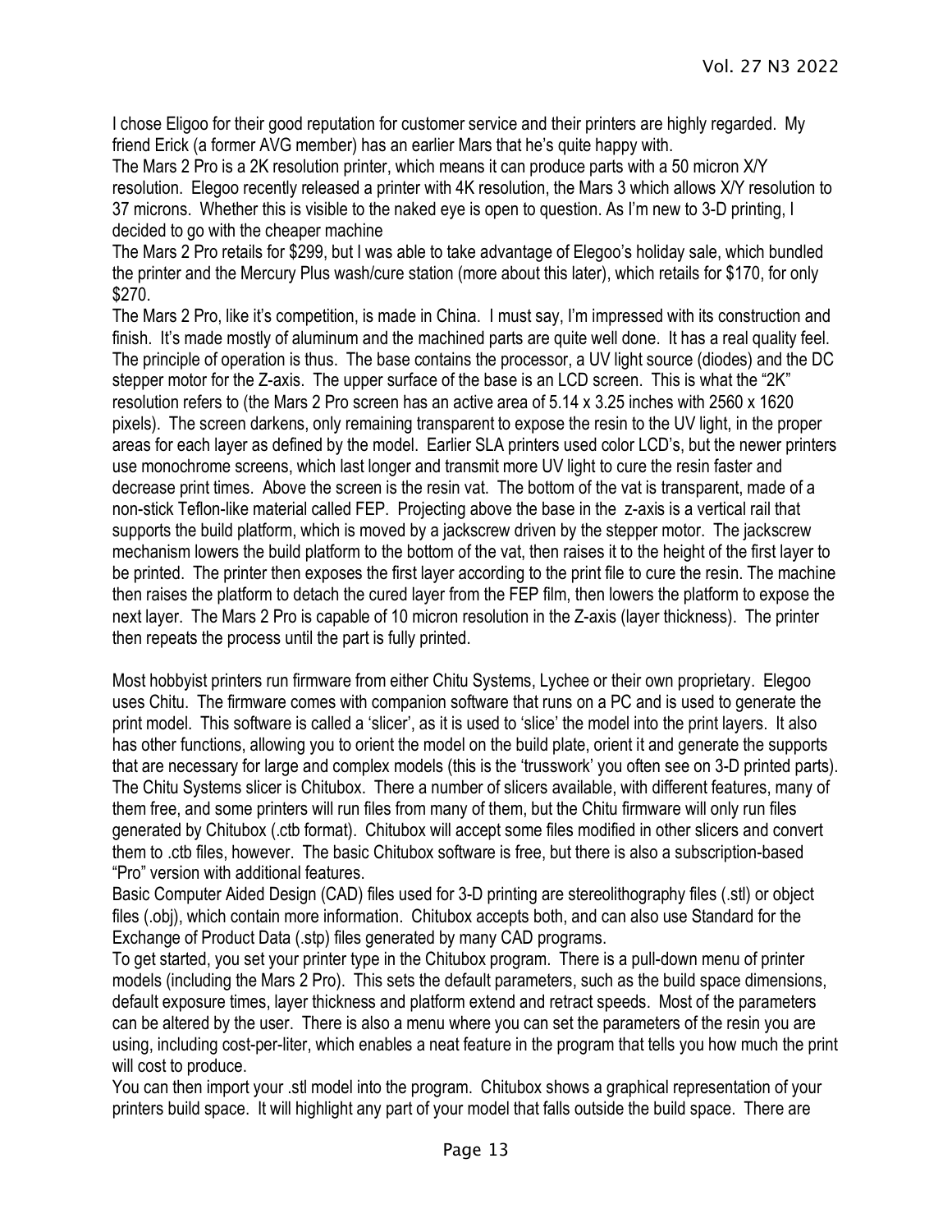I chose Eligoo for their good reputation for customer service and their printers are highly regarded. My friend Erick (a former AVG member) has an earlier Mars that he's quite happy with.

The Mars 2 Pro is a 2K resolution printer, which means it can produce parts with a 50 micron X/Y resolution. Elegoo recently released a printer with 4K resolution, the Mars 3 which allows X/Y resolution to 37 microns. Whether this is visible to the naked eye is open to question. As I'm new to 3-D printing, I decided to go with the cheaper machine

The Mars 2 Pro retails for $299, but I was able to take advantage of Elegoo's holiday sale, which bundled the printer and the Mercury Plus wash/cure station (more about this later), which retails for $170, for only $270.

The Mars 2 Pro, like it's competition, is made in China. I must say, I'm impressed with its construction and finish. It's made mostly of aluminum and the machined parts are quite well done. It has a real quality feel. The principle of operation is thus. The base contains the processor, a UV light source (diodes) and the DC stepper motor for the Z-axis. The upper surface of the base is an LCD screen. This is what the "2K" resolution refers to (the Mars 2 Pro screen has an active area of 5.14 x 3.25 inches with 2560 x 1620 pixels). The screen darkens, only remaining transparent to expose the resin to the UV light, in the proper areas for each layer as defined by the model. Earlier SLA printers used color LCD's, but the newer printers use monochrome screens, which last longer and transmit more UV light to cure the resin faster and decrease print times. Above the screen is the resin vat. The bottom of the vat is transparent, made of a non-stick Teflon-like material called FEP. Projecting above the base in the z-axis is a vertical rail that supports the build platform, which is moved by a jackscrew driven by the stepper motor. The jackscrew mechanism lowers the build platform to the bottom of the vat, then raises it to the height of the first layer to be printed. The printer then exposes the first layer according to the print file to cure the resin. The machine then raises the platform to detach the cured layer from the FEP film, then lowers the platform to expose the next layer. The Mars 2 Pro is capable of 10 micron resolution in the Z-axis (layer thickness). The printer then repeats the process until the part is fully printed.

Most hobbyist printers run firmware from either Chitu Systems, Lychee or their own proprietary. Elegoo uses Chitu. The firmware comes with companion software that runs on a PC and is used to generate the print model. This software is called a 'slicer', as it is used to 'slice' the model into the print layers. It also has other functions, allowing you to orient the model on the build plate, orient it and generate the supports that are necessary for large and complex models (this is the 'trusswork' you often see on 3-D printed parts). The Chitu Systems slicer is Chitubox. There a number of slicers available, with different features, many of them free, and some printers will run files from many of them, but the Chitu firmware will only run files generated by Chitubox (.ctb format). Chitubox will accept some files modified in other slicers and convert them to .ctb files, however. The basic Chitubox software is free, but there is also a subscription-based "Pro" version with additional features.

Basic Computer Aided Design (CAD) files used for 3-D printing are stereolithography files (.stl) or object files (.obj), which contain more information. Chitubox accepts both, and can also use Standard for the Exchange of Product Data (.stp) files generated by many CAD programs.

To get started, you set your printer type in the Chitubox program. There is a pull-down menu of printer models (including the Mars 2 Pro). This sets the default parameters, such as the build space dimensions, default exposure times, layer thickness and platform extend and retract speeds. Most of the parameters can be altered by the user. There is also a menu where you can set the parameters of the resin you are using, including cost-per-liter, which enables a neat feature in the program that tells you how much the print will cost to produce.

You can then import your .stl model into the program. Chitubox shows a graphical representation of your printers build space. It will highlight any part of your model that falls outside the build space. There are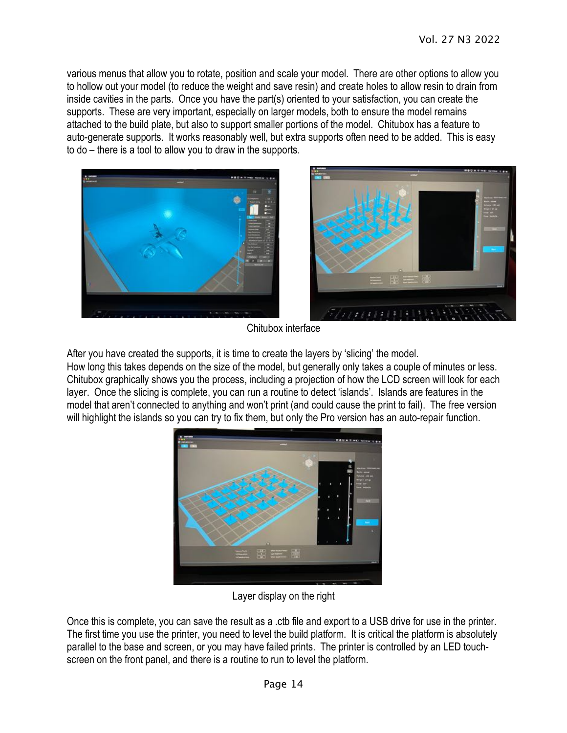various menus that allow you to rotate, position and scale your model. There are other options to allow you to hollow out your model (to reduce the weight and save resin) and create holes to allow resin to drain from inside cavities in the parts. Once you have the part(s) oriented to your satisfaction, you can create the supports. These are very important, especially on larger models, both to ensure the model remains attached to the build plate, but also to support smaller portions of the model. Chitubox has a feature to auto-generate supports. It works reasonably well, but extra supports often need to be added. This is easy to do – there is a tool to allow you to draw in the supports.

Chitubox interface

After you have created the supports, it is time to create the layers by 'slicing' the model.
How long this takes depends on the size of the model, but generally only takes a couple of minutes or less. Chitubox graphically shows you the process, including a projection of how the LCD screen will look for each layer. Once the slicing is complete, you can run a routine to detect 'islands'. Islands are features in the model that aren't connected to anything and won't print (and could cause the print to fail). The free version will highlight the islands so you can try to fix them, but only the Pro version has an auto-repair function.

Layer display on the right

Once this is complete, you can save the result as a .ctb file and export to a USB drive for use in the printer. The first time you use the printer, you need to level the build platform. It is critical the platform is absolutely parallel to the base and screen, or you may have failed prints. The printer is controlled by an LED touch-screen on the front panel, and there is a routine to run to level the platform.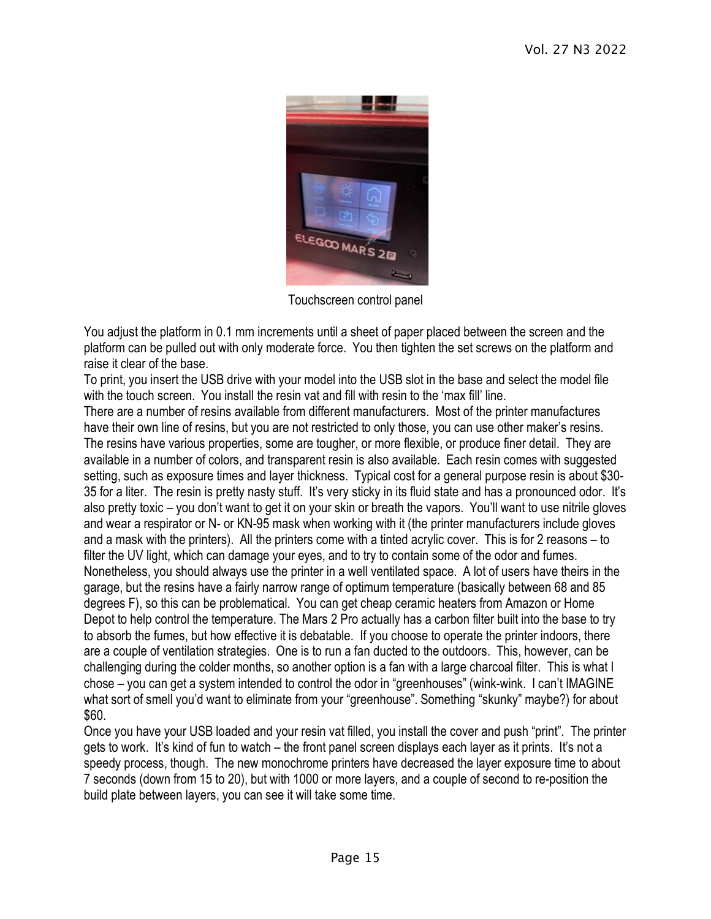Touchscreen control panel

You adjust the platform in 0.1 mm increments until a sheet of paper placed between the screen and the platform can be pulled out with only moderate force. You then tighten the set screws on the platform and raise it clear of the base.

To print, you insert the USB drive with your model into the USB slot in the base and select the model file with the touch screen. You install the resin vat and fill with resin to the 'max fill' line.

There are a number of resins available from different manufacturers. Most of the printer manufactures have their own line of resins, but you are not restricted to only those, you can use other maker's resins. The resins have various properties, some are tougher, or more flexible, or produce finer detail. They are available in a number of colors, and transparent resin is also available. Each resin comes with suggested setting, such as exposure times and layer thickness. Typical cost for a general purpose resin is about $30-35 for a liter. The resin is pretty nasty stuff. It's very sticky in its fluid state and has a pronounced odor. It's also pretty toxic – you don't want to get it on your skin or breath the vapors. You'll want to use nitrile gloves and wear a respirator or N- or KN-95 mask when working with it (the printer manufacturers include gloves and a mask with the printers). All the printers come with a tinted acrylic cover. This is for 2 reasons – to filter the UV light, which can damage your eyes, and to try to contain some of the odor and fumes. Nonetheless, you should always use the printer in a well ventilated space. A lot of users have theirs in the garage, but the resins have a fairly narrow range of optimum temperature (basically between 68 and 85 degrees F), so this can be problematical. You can get cheap ceramic heaters from Amazon or Home Depot to help control the temperature. The Mars 2 Pro actually has a carbon filter built into the base to try to absorb the fumes, but how effective it is debatable. If you choose to operate the printer indoors, there are a couple of ventilation strategies. One is to run a fan ducted to the outdoors. This, however, can be challenging during the colder months, so another option is a fan with a large charcoal filter. This is what I chose – you can get a system intended to control the odor in "greenhouses" (wink-wink. I can't IMAGINE what sort of smell you'd want to eliminate from your "greenhouse". Something "skunky" maybe?) for about $60.

Once you have your USB loaded and your resin vat filled, you install the cover and push "print". The printer gets to work. It's kind of fun to watch – the front panel screen displays each layer as it prints. It's not a speedy process, though. The new monochrome printers have decreased the layer exposure time to about 7 seconds (down from 15 to 20), but with 1000 or more layers, and a couple of second to re-position the build plate between layers, you can see it will take some time.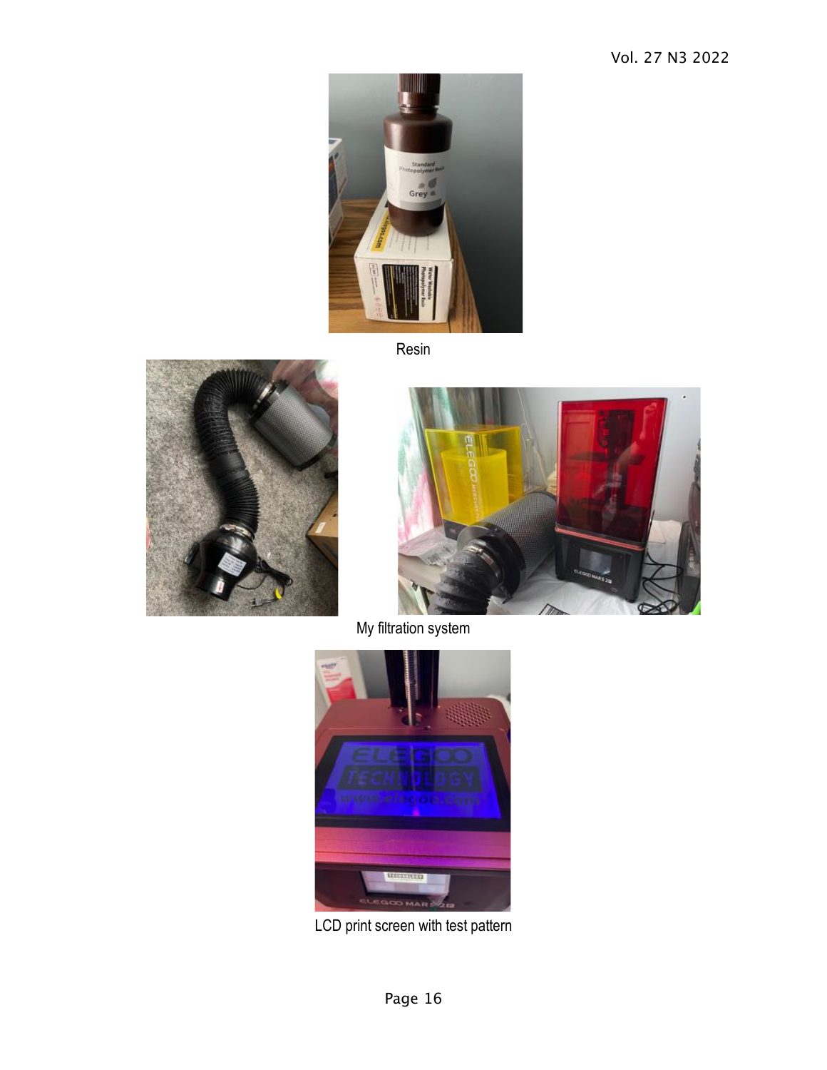Resin

My filtration system

LCD print screen with test pattern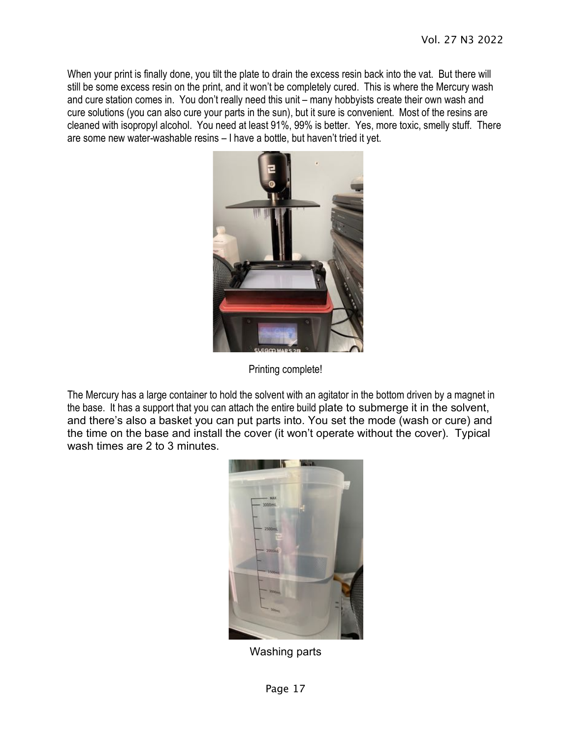When your print is finally done, you tilt the plate to drain the excess resin back into the vat. But there will still be some excess resin on the print, and it won't be completely cured. This is where the Mercury wash and cure station comes in. You don't really need this unit – many hobbyists create their own wash and cure solutions (you can also cure your parts in the sun), but it sure is convenient. Most of the resins are cleaned with isopropyl alcohol. You need at least 91%, 99% is better. Yes, more toxic, smelly stuff. There are some new water-washable resins – I have a bottle, but haven't tried it yet.

Printing complete!

The Mercury has a large container to hold the solvent with an agitator in the bottom driven by a magnet in the base. It has a support that you can attach the entire build plate to submerge it in the solvent, and there's also a basket you can put parts into. You set the mode (wash or cure) and the time on the base and install the cover (it won't operate without the cover). Typical wash times are 2 to 3 minutes.

Washing parts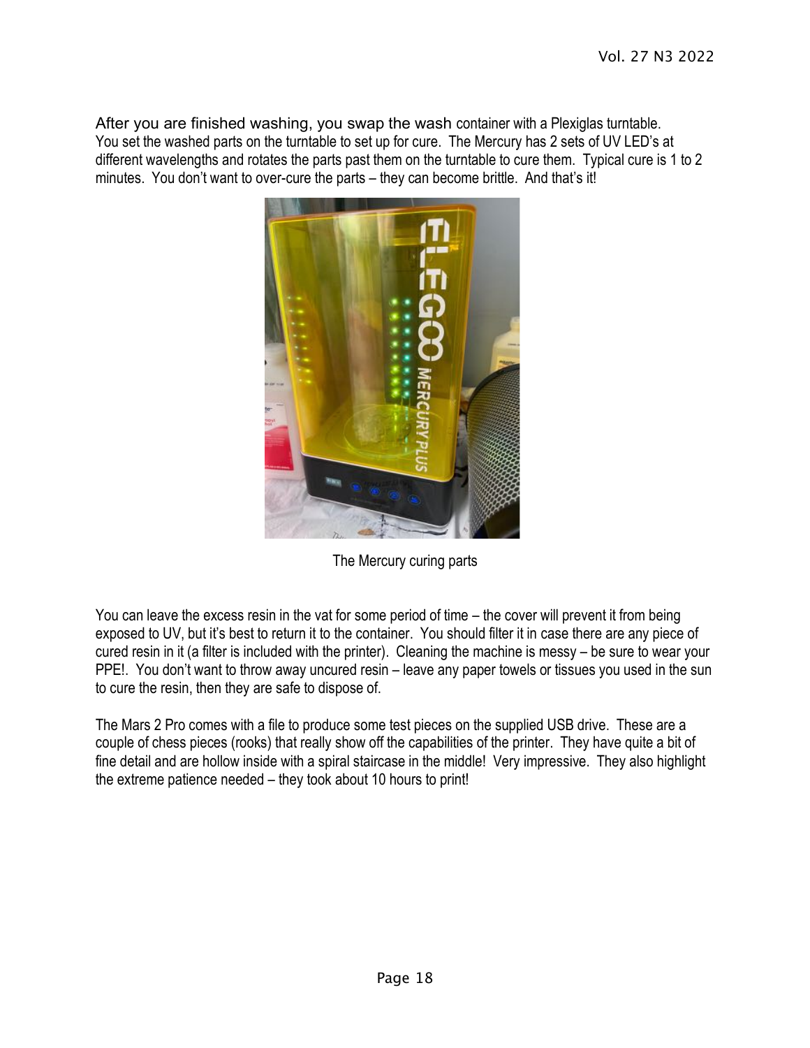After you are finished washing, you swap the wash container with a Plexiglas turntable. You set the washed parts on the turntable to set up for cure. The Mercury has 2 sets of UV LED's at different wavelengths and rotates the parts past them on the turntable to cure them. Typical cure is 1 to 2 minutes. You don't want to over-cure the parts – they can become brittle. And that's it!

The Mercury curing parts

You can leave the excess resin in the vat for some period of time – the cover will prevent it from being exposed to UV, but it's best to return it to the container. You should filter it in case there are any piece of cured resin in it (a filter is included with the printer). Cleaning the machine is messy – be sure to wear your PPE!. You don't want to throw away uncured resin – leave any paper towels or tissues you used in the sun to cure the resin, then they are safe to dispose of.

The Mars 2 Pro comes with a file to produce some test pieces on the supplied USB drive. These are a couple of chess pieces (rooks) that really show off the capabilities of the printer. They have quite a bit of fine detail and are hollow inside with a spiral staircase in the middle! Very impressive. They also highlight the extreme patience needed – they took about 10 hours to print!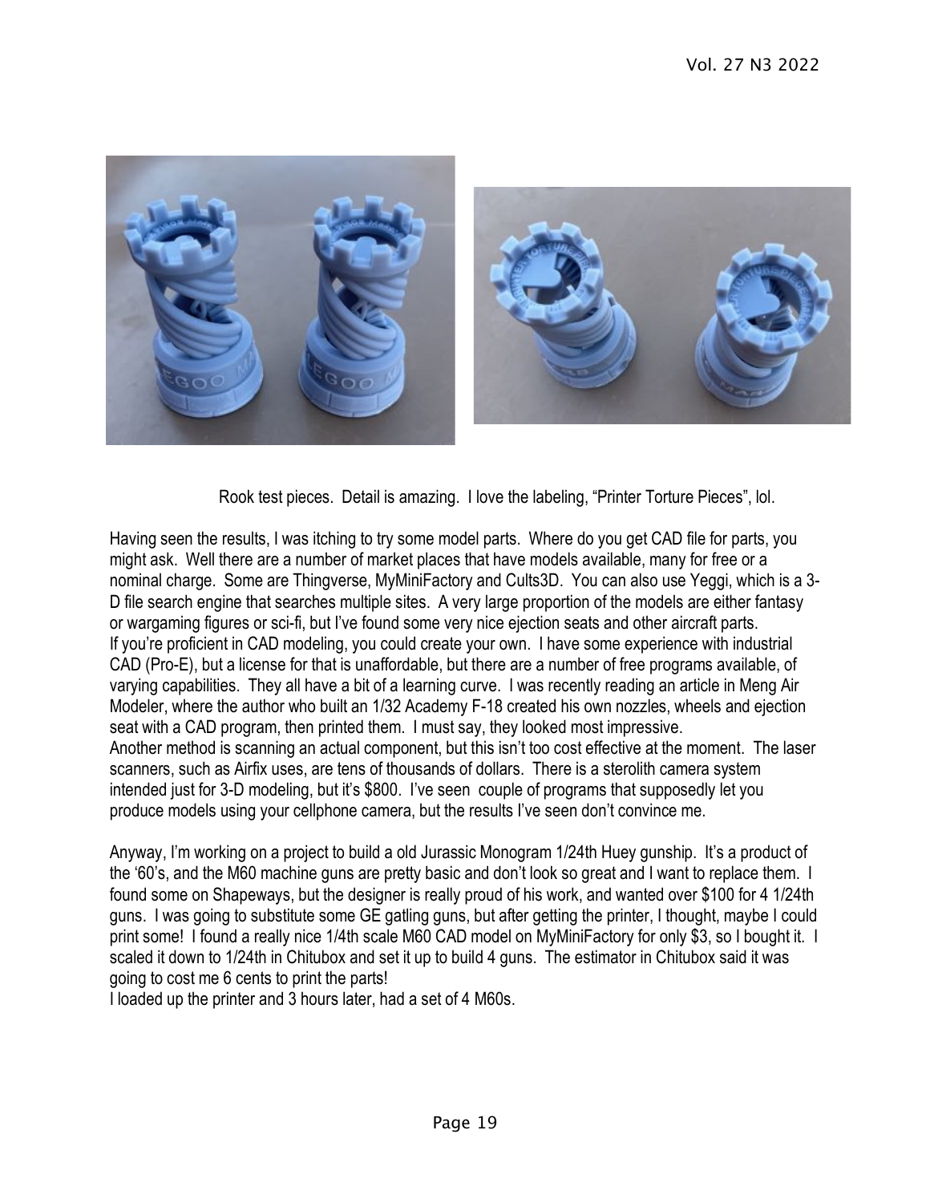Rook test pieces. Detail is amazing. I love the labeling, "Printer Torture Pieces", lol.

Having seen the results, I was itching to try some model parts. Where do you get CAD file for parts, you might ask. Well there are a number of market places that have models available, many for free or a nominal charge. Some are Thingverse, MyMiniFactory and Cults3D. You can also use Yeggi, which is a 3-D file search engine that searches multiple sites. A very large proportion of the models are either fantasy or wargaming figures or sci-fi, but I've found some very nice ejection seats and other aircraft parts.
If you're proficient in CAD modeling, you could create your own. I have some experience with industrial CAD (Pro-E), but a license for that is unaffordable, but there are a number of free programs available, of varying capabilities. They all have a bit of a learning curve. I was recently reading an article in Meng Air Modeler, where the author who built an 1/32 Academy F-18 created his own nozzles, wheels and ejection seat with a CAD program, then printed them. I must say, they looked most impressive.
Another method is scanning an actual component, but this isn't too cost effective at the moment. The laser scanners, such as Airfix uses, are tens of thousands of dollars. There is a sterolith camera system intended just for 3-D modeling, but it's $800. I've seen couple of programs that supposedly let you produce models using your cellphone camera, but the results I've seen don't convince me.

Anyway, I'm working on a project to build a old Jurassic Monogram 1/24th Huey gunship. It's a product of the '60's, and the M60 machine guns are pretty basic and don't look so great and I want to replace them. I found some on Shapeways, but the designer is really proud of his work, and wanted over $100 for 4 1/24th guns. I was going to substitute some GE gatling guns, but after getting the printer, I thought, maybe I could print some! I found a really nice 1/4th scale M60 CAD model on MyMiniFactory for only $3, so I bought it. I scaled it down to 1/24th in Chitubox and set it up to build 4 guns. The estimator in Chitubox said it was going to cost me 6 cents to print the parts!
I loaded up the printer and 3 hours later, had a set of 4 M60s.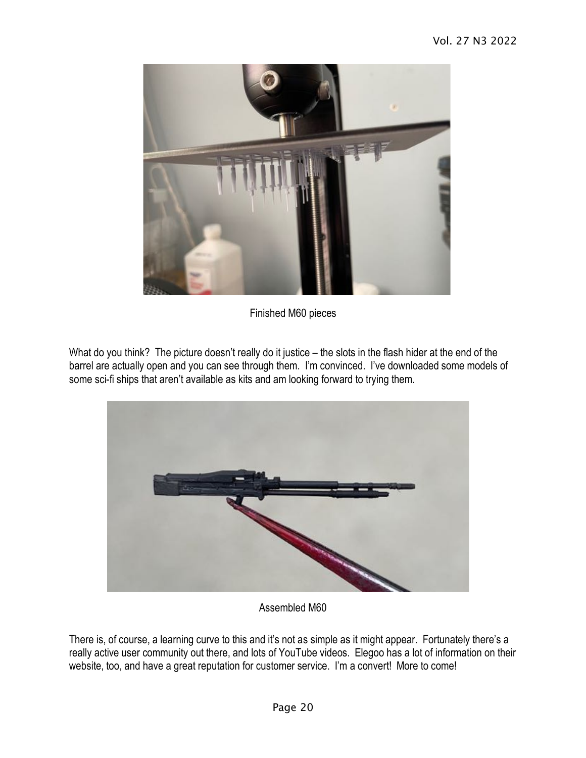Finished M60 pieces

What do you think? The picture doesn't really do it justice – the slots in the flash hider at the end of the barrel are actually open and you can see through them. I'm convinced. I've downloaded some models of some sci-fi ships that aren't available as kits and am looking forward to trying them.

Assembled M60

There is, of course, a learning curve to this and it's not as simple as it might appear. Fortunately there's a really active user community out there, and lots of YouTube videos. Elegoo has a lot of information on their website, too, and have a great reputation for customer service. I'm a convert! More to come!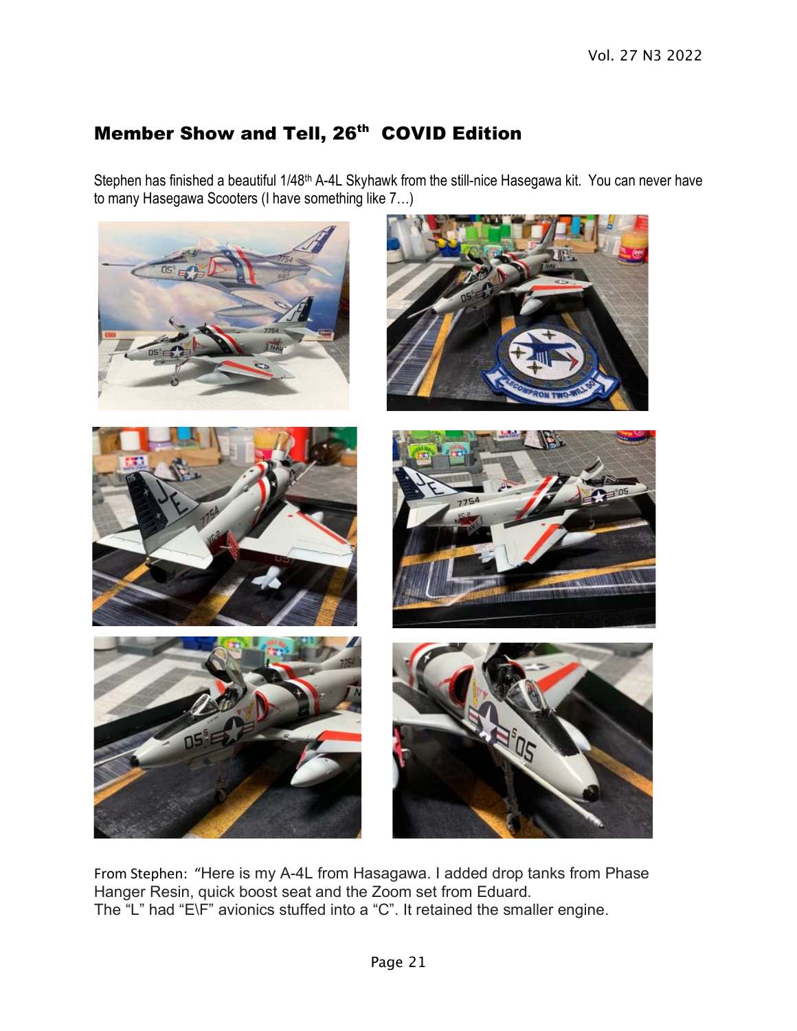## Member Show and Tell, 26th COVID Edition

Stephen has finished a beautiful 1/48th A-4L Skyhawk from the still-nice Hasegawa kit. You can never have to many Hasegawa Scooters (I have something like 7…)

From Stephen: "Here is my A-4L from Hasagawa. I added drop tanks from Phase Hanger Resin, quick boost seat and the Zoom set from Eduard.
The "L" had "E\F" avionics stuffed into a "C". It retained the smaller engine.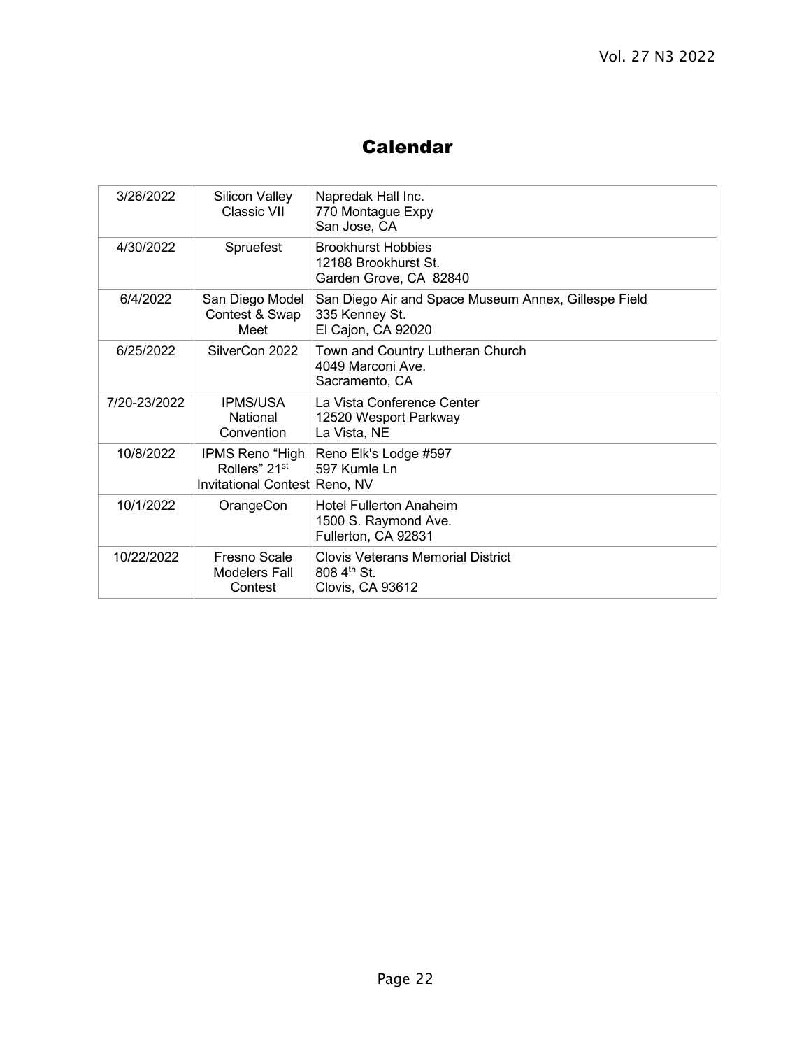# Calendar

| | | |
|---|---|---|
| 3/26/2022 | Silicon Valley Classic VII | Napredak Hall Inc.<br>770 Montague Expy<br>San Jose, CA |
| 4/30/2022 | Spruefest | Brookhurst Hobbies<br>12188 Brookhurst St.<br>Garden Grove, CA 82840 |
| 6/4/2022 | San Diego Model Contest & Swap Meet | San Diego Air and Space Museum Annex, Gillespe Field<br>335 Kenney St.<br>El Cajon, CA 92020 |
| 6/25/2022 | SilverCon 2022 | Town and Country Lutheran Church<br>4049 Marconi Ave.<br>Sacramento, CA |
| 7/20-23/2022 | IPMS/USA National Convention | La Vista Conference Center<br>12520 Wesport Parkway<br>La Vista, NE |
| 10/8/2022 | IPMS Reno "High Rollers" 21st Invitational Contest | Reno Elk's Lodge #597<br>597 Kumle Ln<br>Reno, NV |
| 10/1/2022 | OrangeCon | Hotel Fullerton Anaheim<br>1500 S. Raymond Ave.<br>Fullerton, CA 92831 |
| 10/22/2022 | Fresno Scale Modelers Fall Contest | Clovis Veterans Memorial District<br>808 4th St.<br>Clovis, CA 93612 |